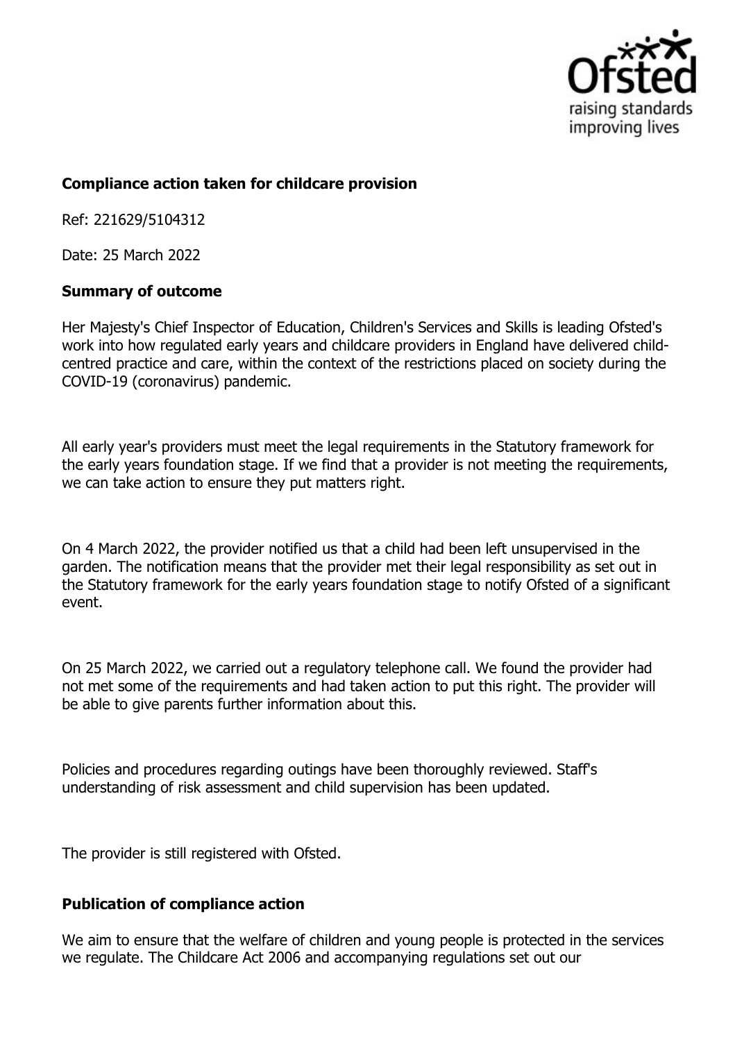**Compliance action taken for childcare provision**

Ref: 221629/5104312

Date: 25 March 2022

**Summary of outcome**

Her Majesty's Chief Inspector of Education, Children's Services and Skills is leading Ofsted's work into how regulated early years and childcare providers in England have delivered child-centred practice and care, within the context of the restrictions placed on society during the COVID-19 (coronavirus) pandemic.

All early year's providers must meet the legal requirements in the Statutory framework for the early years foundation stage. If we find that a provider is not meeting the requirements, we can take action to ensure they put matters right.

On 4 March 2022, the provider notified us that a child had been left unsupervised in the garden. The notification means that the provider met their legal responsibility as set out in the Statutory framework for the early years foundation stage to notify Ofsted of a significant event.

On 25 March 2022, we carried out a regulatory telephone call. We found the provider had not met some of the requirements and had taken action to put this right. The provider will be able to give parents further information about this.

Policies and procedures regarding outings have been thoroughly reviewed. Staff's understanding of risk assessment and child supervision has been updated.

The provider is still registered with Ofsted.

**Publication of compliance action**

We aim to ensure that the welfare of children and young people is protected in the services we regulate. The Childcare Act 2006 and accompanying regulations set out our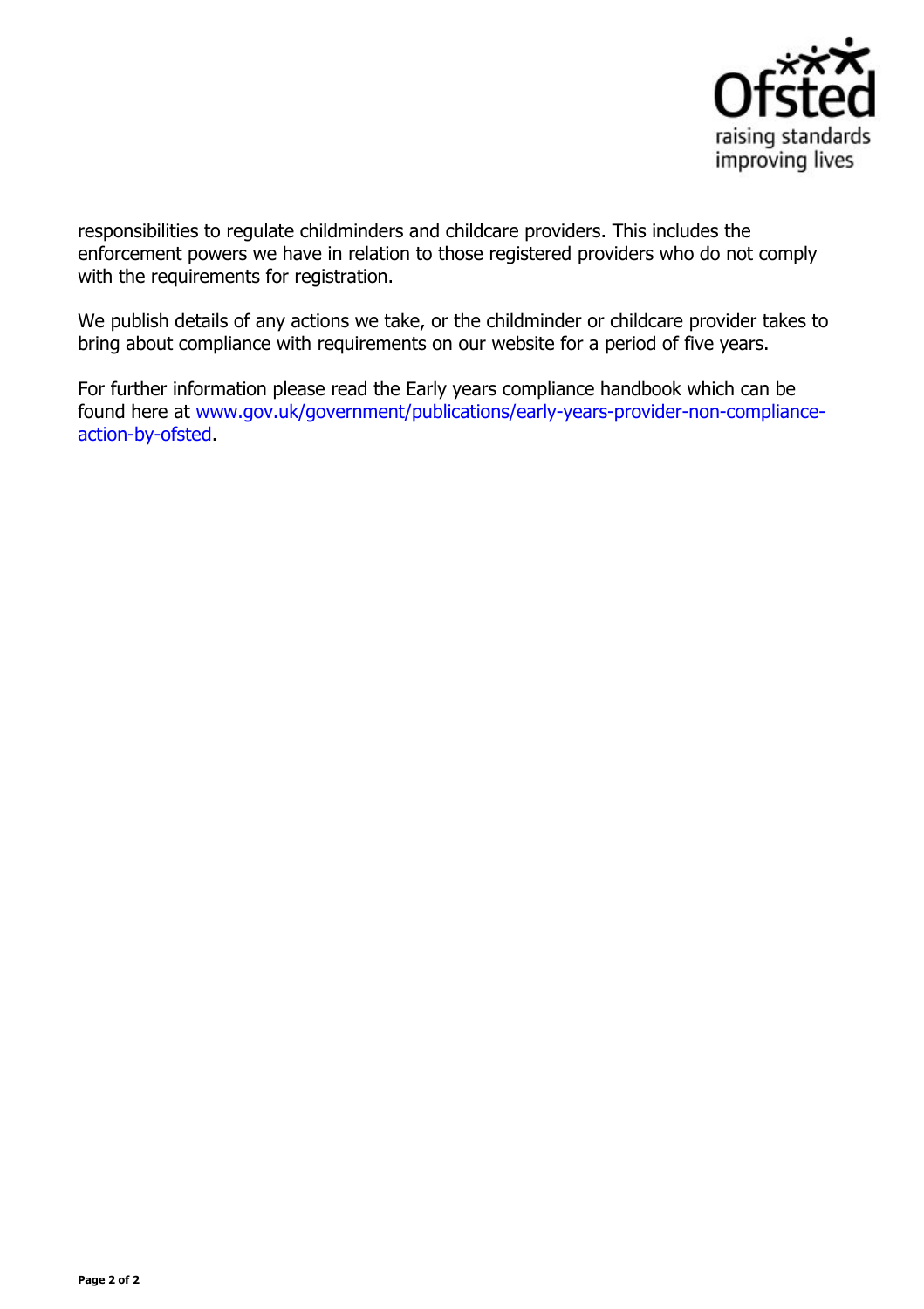responsibilities to regulate childminders and childcare providers. This includes the enforcement powers we have in relation to those registered providers who do not comply with the requirements for registration.

We publish details of any actions we take, or the childminder or childcare provider takes to bring about compliance with requirements on our website for a period of five years.

For further information please read the Early years compliance handbook which can be found here at www.gov.uk/government/publications/early-years-provider-non-compliance-action-by-ofsted.